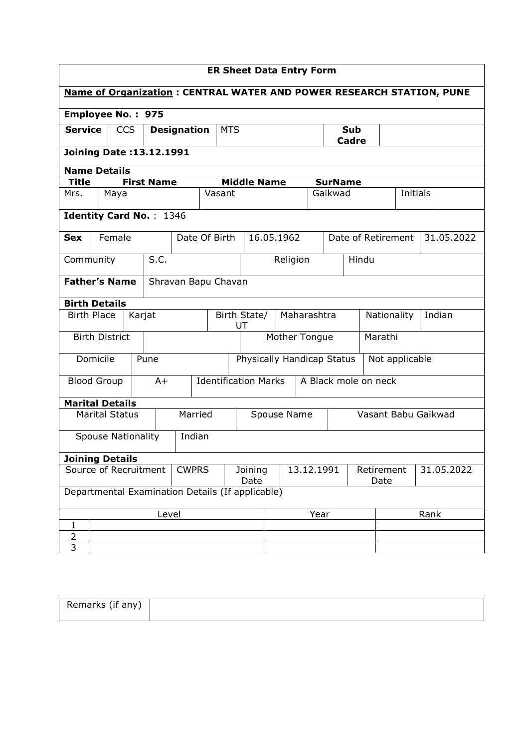# ER Sheet Data Entry Form

**Name of Organization : CENTRAL WATER AND POWER RESEARCH STATION, PUNE**

**Employee No. : 975**

| **Service** | CCS | **Designation** | MTS | **Sub Cadre** | |
|---|---|---|---|---|---|

**Joining Date :13.12.1991**

**Name Details**

| **Title** | **First Name** | **Middle Name** | **SurName** | | |
|---|---|---|---|---|---|
| Mrs. | Maya | Vasant | Gaikwad | Initials | |

**Identity Card No.** : 1346

| **Sex** | Female | Date Of Birth | 16.05.1962 | Date of Retirement | 31.05.2022 |
|---|---|---|---|---|---|
| Community | S.C. | Religion | Hindu | | |

| **Father's Name** | Shravan Bapu Chavan |
|---|---|

**Birth Details**

| Birth Place | Karjat | Birth State/ UT | Maharashtra | Nationality | Indian |
|---|---|---|---|---|---|
| Birth District | | Mother Tongue | Marathi | | |
| Domicile | Pune | Physically Handicap Status | Not applicable | | |
| Blood Group | A+ | Identification Marks | A Black mole on neck | | |

**Marital Details**

| Marital Status | Married | Spouse Name | Vasant Babu Gaikwad |
|---|---|---|---|
| Spouse Nationality | Indian | | |

**Joining Details**

| Source of Recruitment | CWPRS | Joining Date | 13.12.1991 | Retirement Date | 31.05.2022 |
|---|---|---|---|---|---|

Departmental Examination Details (If applicable)

| | Level | Year | Rank |
|---|---|---|---|
| 1 | | | |
| 2 | | | |
| 3 | | | |

| Remarks (if any) | |
|---|---|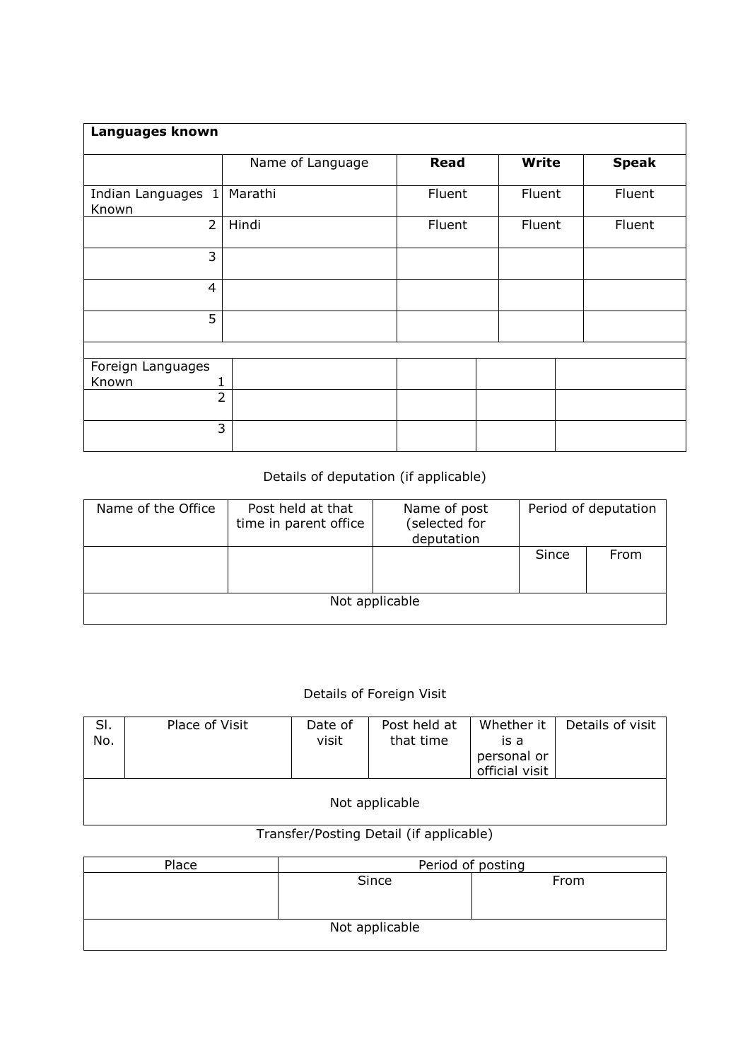| **Languages known** | | | | |
|---|---|---|---|---|
| | Name of Language | **Read** | **Write** | **Speak** |
| Indian Languages Known 1 | Marathi | Fluent | Fluent | Fluent |
| 2 | Hindi | Fluent | Fluent | Fluent |
| 3 | | | | |
| 4 | | | | |
| 5 | | | | |
| | | | | |
| Foreign Languages Known 1 | | | | |
| 2 | | | | |
| 3 | | | | |

Details of deputation (if applicable)

| Name of the Office | Post held at that time in parent office | Name of post (selected for deputation | Period of deputation | |
|---|---|---|---|---|
| | | | Since | From |
| Not applicable | | | | |

Details of Foreign Visit

| Sl. No. | Place of Visit | Date of visit | Post held at that time | Whether it is a personal or official visit | Details of visit |
|---|---|---|---|---|---|
| Not applicable | | | | | |

Transfer/Posting Detail (if applicable)

| Place | Period of posting | |
|---|---|---|
| | Since | From |
| Not applicable | | |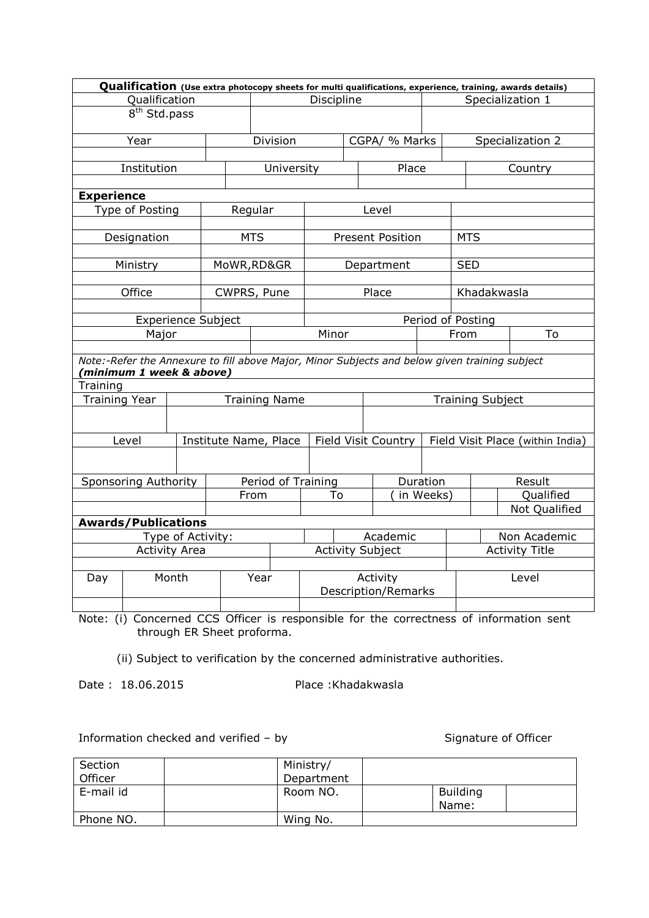**Qualification** (Use extra photocopy sheets for multi qualifications, experience, training, awards details)

| Qualification | Discipline | Specialization 1 |
|---|---|---|
| 8th Std.pass | | |

| Year | Division | CGPA/ % Marks | Specialization 2 |
|---|---|---|---|
| | | | |

| Institution | University | Place | Country |
|---|---|---|---|
| | | | |

**Experience**

| Type of Posting | Regular | Level | |
|---|---|---|---|
| | | | |
| Designation | MTS | Present Position | MTS |
| | | | |
| Ministry | MoWR,RD&GR | Department | SED |
| | | | |
| Office | CWPRS, Pune | Place | Khadakwasla |
| | | | |

| Experience Subject | | Period of Posting | |
|---|---|---|---|
| Major | Minor | From | To |
| | | | |

*Note:-Refer the Annexure to fill above Major, Minor Subjects and below given training subject* ***(minimum 1 week & above)***

Training

| Training Year | Training Name | Training Subject |
|---|---|---|
| | | |

| Level | Institute Name, Place | Field Visit Country | Field Visit Place (within India) |
|---|---|---|---|
| | | | |

| Sponsoring Authority | Period of Training | | Duration | Result | |
|---|---|---|---|---|---|
| | From | To | ( in Weeks) | | Qualified |
| | | | | | Not Qualified |

**Awards/Publications**

| Type of Activity: | | Academic | | Non Academic |
|---|---|---|---|---|
| Activity Area | Activity Subject | | Activity Title | |
| | | | | |

| Day | Month | Year | Activity Description/Remarks | Level |
|---|---|---|---|---|
| | | | | |

Note: (i) Concerned CCS Officer is responsible for the correctness of information sent through ER Sheet proforma.

(ii) Subject to verification by the concerned administrative authorities.

Date : 18.06.2015 Place :Khadakwasla

Information checked and verified – by Signature of Officer

| Section Officer | | Ministry/ Department | | | |
|---|---|---|---|---|---|
| E-mail id | | Room NO. | | Building Name: | |
| Phone NO. | | Wing No. | | | |